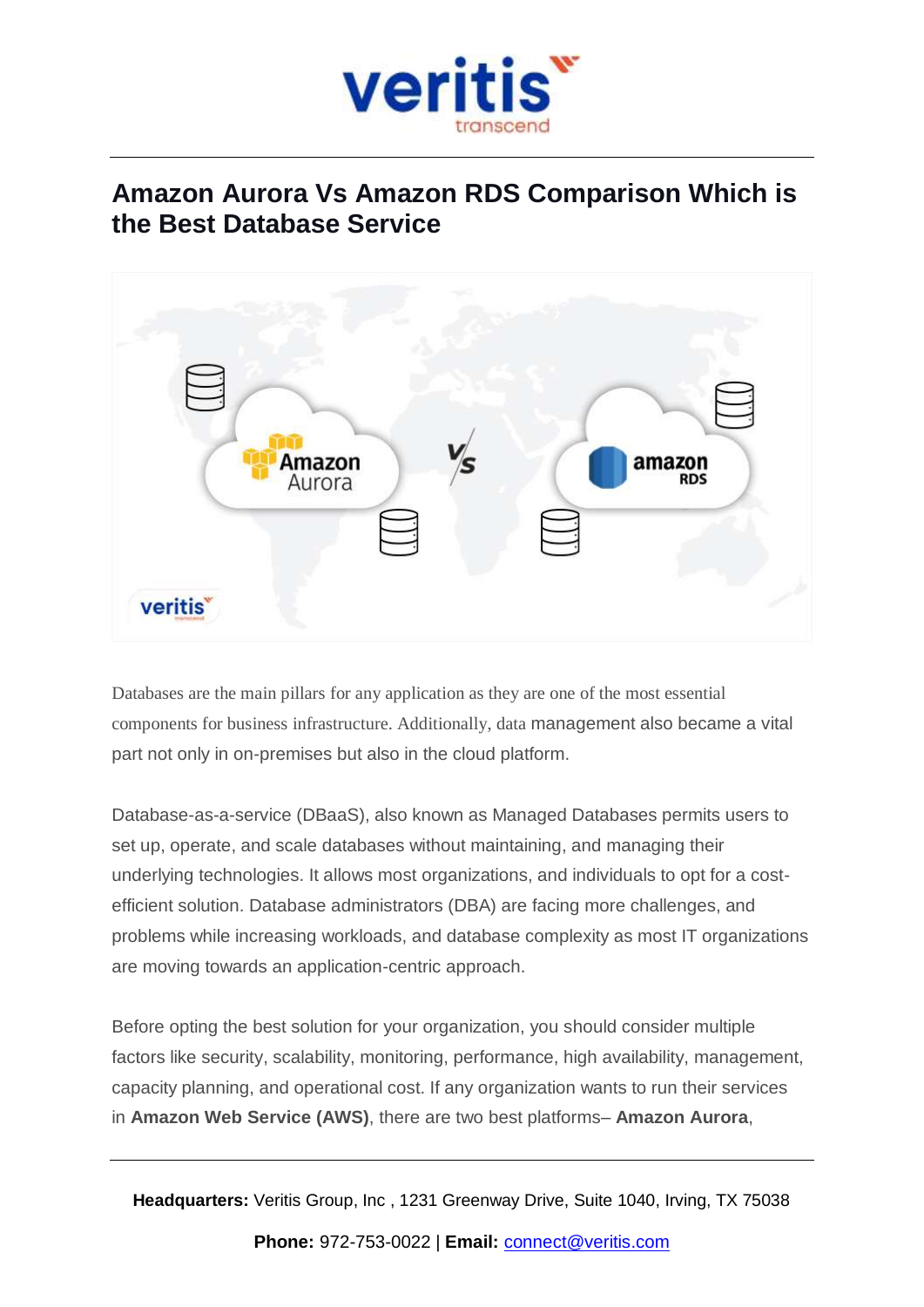# Amazon Aurora Vs Amazon RDS Comparison Which is the Best Database Service

Databases are the main pillars for any application as they are one of the most essential components for business infrastructure. Additionally, data management also became a vital part not only in on-premises but also in the cloud platform.

Database-as-a-service (DBaaS), also known as Managed Databases permits users to set up, operate, and scale databases without maintaining, and managing their underlying technologies. It allows most organizations, and individuals to opt for a cost-efficient solution. Database administrators (DBA) are facing more challenges, and problems while increasing workloads, and database complexity as most IT organizations are moving towards an application-centric approach.

Before opting the best solution for your organization, you should consider multiple factors like security, scalability, monitoring, performance, high availability, management, capacity planning, and operational cost. If any organization wants to run their services in **Amazon Web Service (AWS)**, there are two best platforms– **Amazon Aurora**,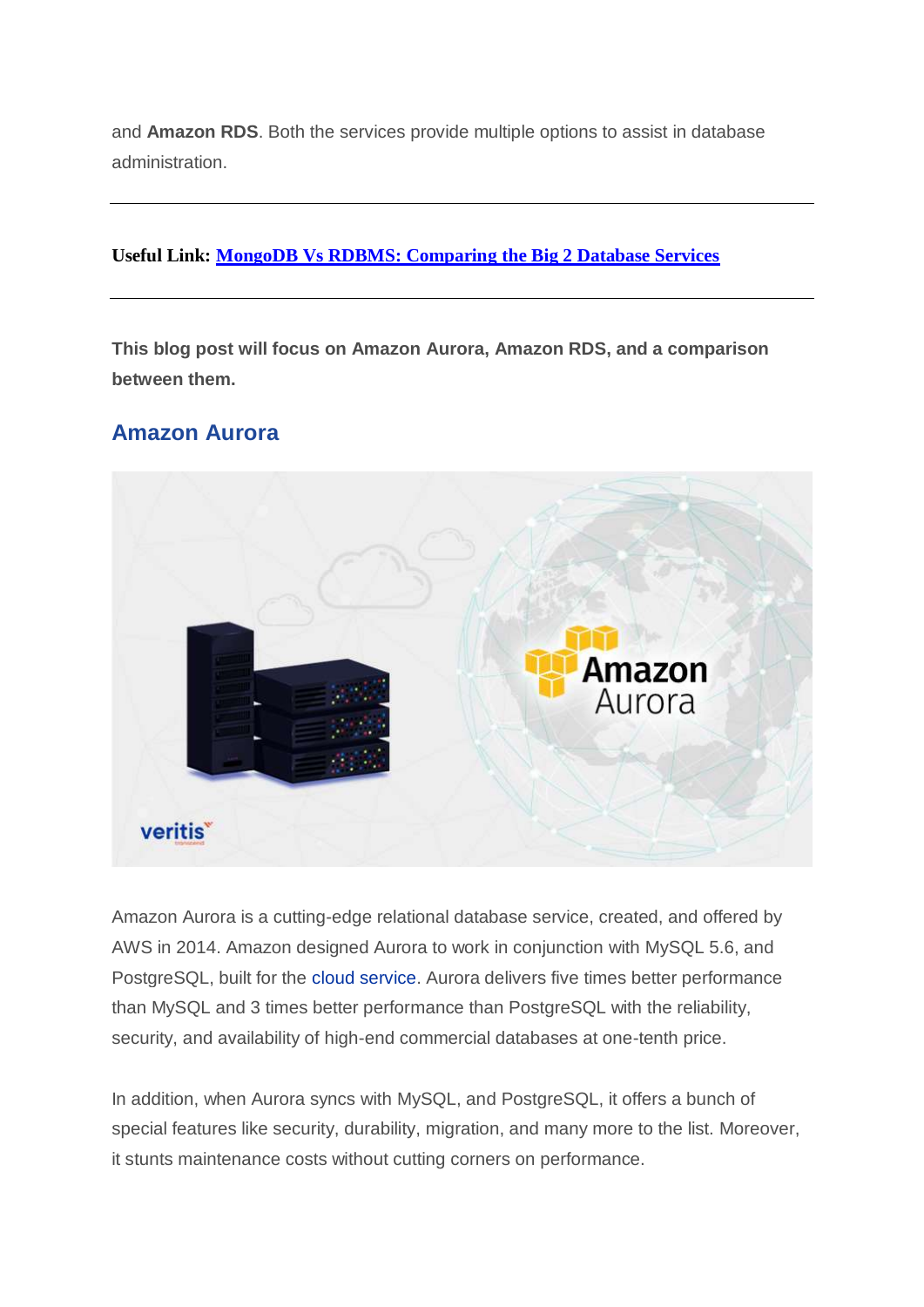and **Amazon RDS**. Both the services provide multiple options to assist in database administration.

---

**Useful Link: [MongoDB Vs RDBMS: Comparing the Big 2 Database Services]()**

---

**This blog post will focus on Amazon Aurora, Amazon RDS, and a comparison between them.**

## Amazon Aurora

Amazon Aurora is a cutting-edge relational database service, created, and offered by AWS in 2014. Amazon designed Aurora to work in conjunction with MySQL 5.6, and PostgreSQL, built for the cloud service. Aurora delivers five times better performance than MySQL and 3 times better performance than PostgreSQL with the reliability, security, and availability of high-end commercial databases at one-tenth price.

In addition, when Aurora syncs with MySQL, and PostgreSQL, it offers a bunch of special features like security, durability, migration, and many more to the list. Moreover, it stunts maintenance costs without cutting corners on performance.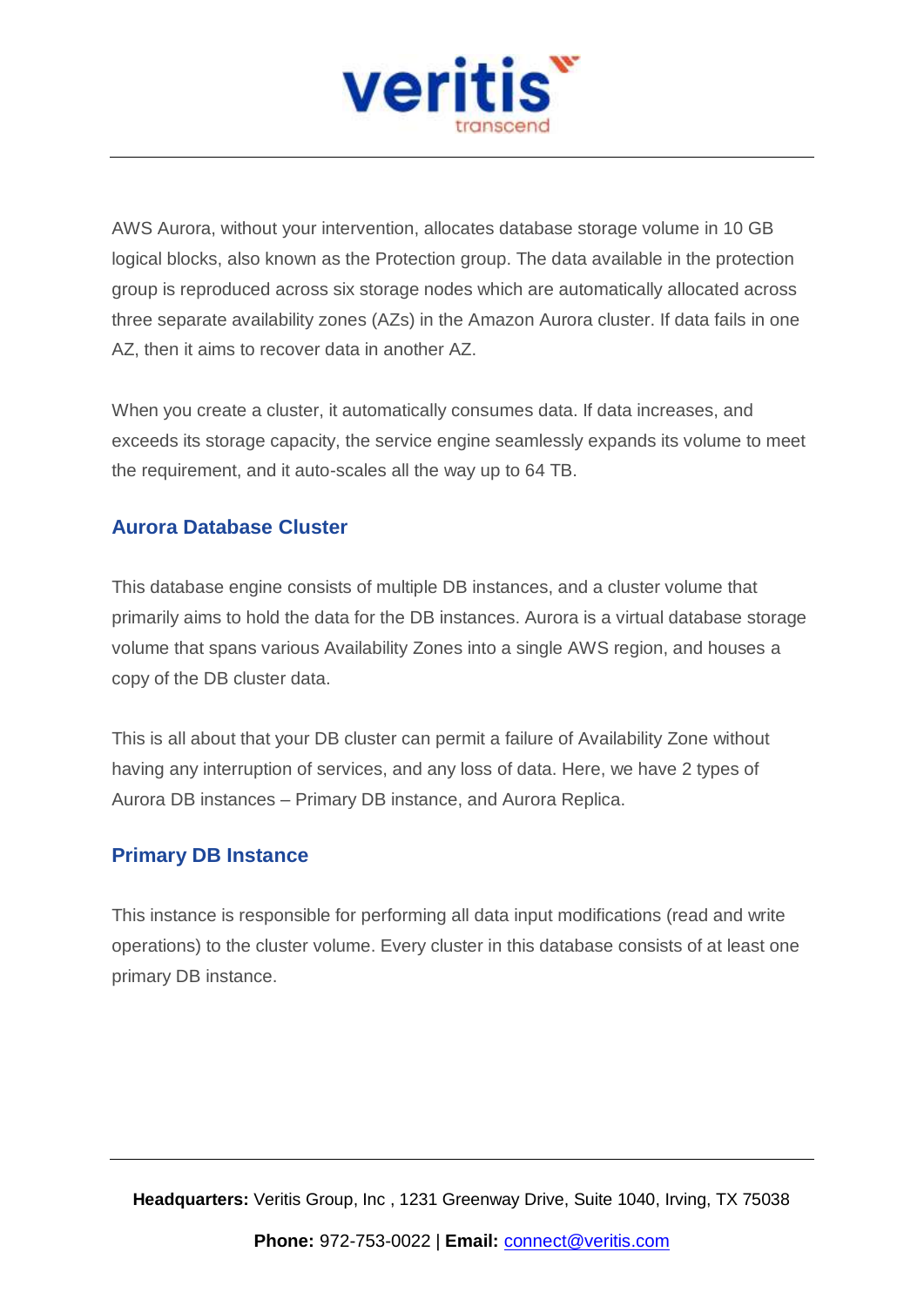AWS Aurora, without your intervention, allocates database storage volume in 10 GB logical blocks, also known as the Protection group. The data available in the protection group is reproduced across six storage nodes which are automatically allocated across three separate availability zones (AZs) in the Amazon Aurora cluster. If data fails in one AZ, then it aims to recover data in another AZ.

When you create a cluster, it automatically consumes data. If data increases, and exceeds its storage capacity, the service engine seamlessly expands its volume to meet the requirement, and it auto-scales all the way up to 64 TB.

## Aurora Database Cluster

This database engine consists of multiple DB instances, and a cluster volume that primarily aims to hold the data for the DB instances. Aurora is a virtual database storage volume that spans various Availability Zones into a single AWS region, and houses a copy of the DB cluster data.

This is all about that your DB cluster can permit a failure of Availability Zone without having any interruption of services, and any loss of data. Here, we have 2 types of Aurora DB instances – Primary DB instance, and Aurora Replica.

## Primary DB Instance

This instance is responsible for performing all data input modifications (read and write operations) to the cluster volume. Every cluster in this database consists of at least one primary DB instance.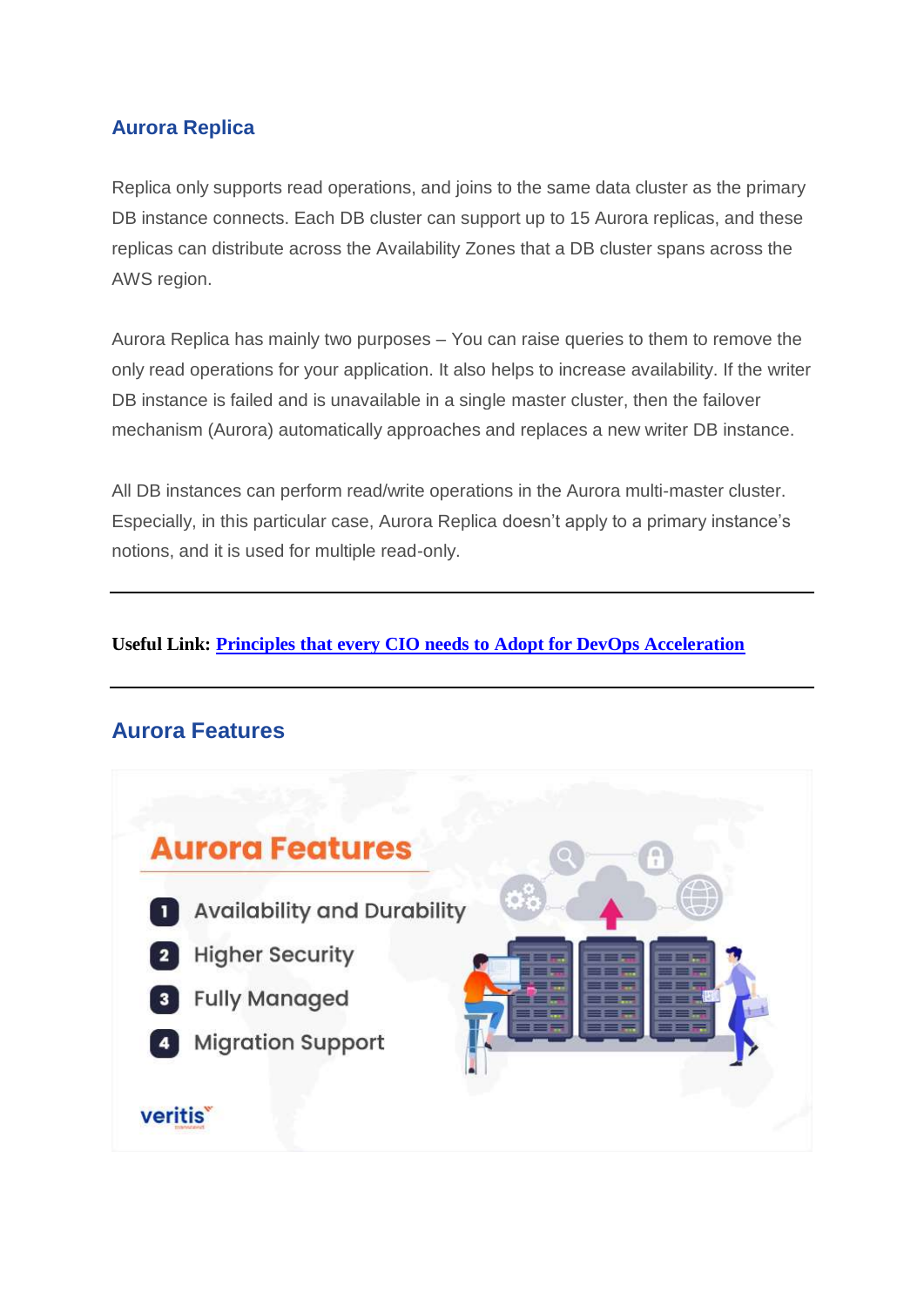### Aurora Replica

Replica only supports read operations, and joins to the same data cluster as the primary DB instance connects. Each DB cluster can support up to 15 Aurora replicas, and these replicas can distribute across the Availability Zones that a DB cluster spans across the AWS region.

Aurora Replica has mainly two purposes – You can raise queries to them to remove the only read operations for your application. It also helps to increase availability. If the writer DB instance is failed and is unavailable in a single master cluster, then the failover mechanism (Aurora) automatically approaches and replaces a new writer DB instance.

All DB instances can perform read/write operations in the Aurora multi-master cluster. Especially, in this particular case, Aurora Replica doesn't apply to a primary instance's notions, and it is used for multiple read-only.

---

**Useful Link: Principles that every CIO needs to Adopt for DevOps Acceleration**

---

## Aurora Features

**Aurora Features**

1. Availability and Durability
2. Higher Security
3. Fully Managed
4. Migration Support

veritis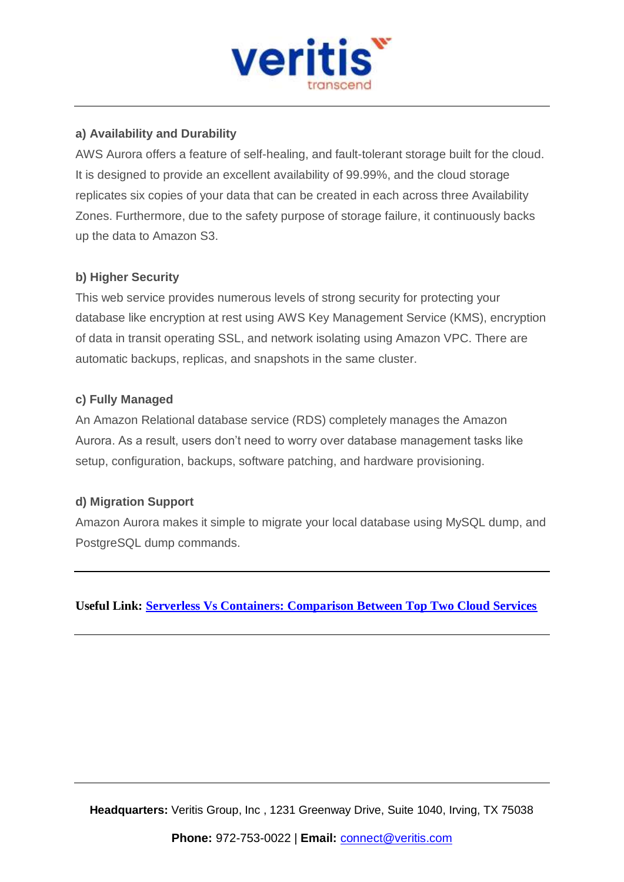**a) Availability and Durability**

AWS Aurora offers a feature of self-healing, and fault-tolerant storage built for the cloud. It is designed to provide an excellent availability of 99.99%, and the cloud storage replicates six copies of your data that can be created in each across three Availability Zones. Furthermore, due to the safety purpose of storage failure, it continuously backs up the data to Amazon S3.

**b) Higher Security**

This web service provides numerous levels of strong security for protecting your database like encryption at rest using AWS Key Management Service (KMS), encryption of data in transit operating SSL, and network isolating using Amazon VPC. There are automatic backups, replicas, and snapshots in the same cluster.

**c) Fully Managed**

An Amazon Relational database service (RDS) completely manages the Amazon Aurora. As a result, users don't need to worry over database management tasks like setup, configuration, backups, software patching, and hardware provisioning.

**d) Migration Support**

Amazon Aurora makes it simple to migrate your local database using MySQL dump, and PostgreSQL dump commands.

---

**Useful Link: Serverless Vs Containers: Comparison Between Top Two Cloud Services**

---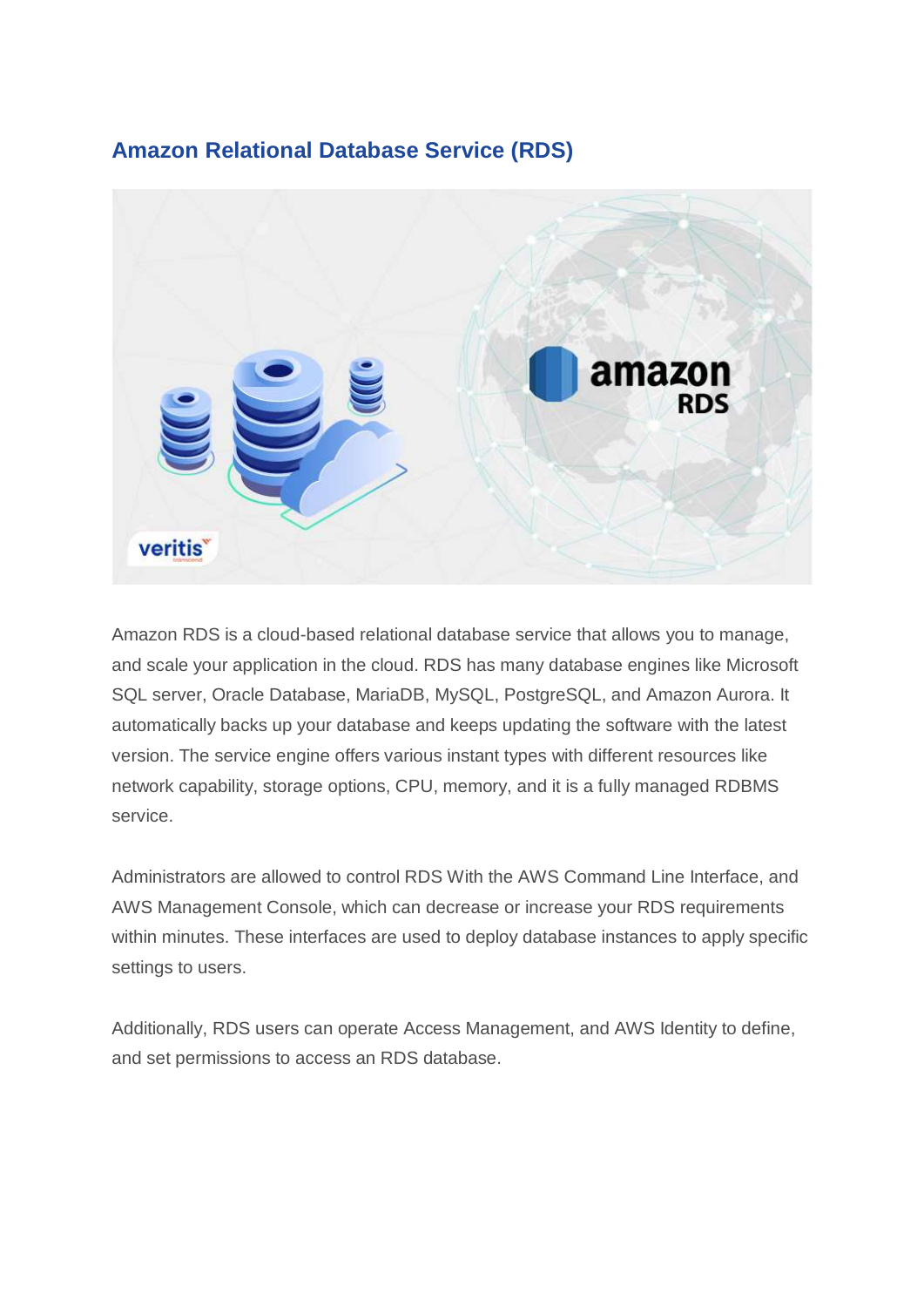## Amazon Relational Database Service (RDS)

Amazon RDS is a cloud-based relational database service that allows you to manage, and scale your application in the cloud. RDS has many database engines like Microsoft SQL server, Oracle Database, MariaDB, MySQL, PostgreSQL, and Amazon Aurora. It automatically backs up your database and keeps updating the software with the latest version. The service engine offers various instant types with different resources like network capability, storage options, CPU, memory, and it is a fully managed RDBMS service.

Administrators are allowed to control RDS With the AWS Command Line Interface, and AWS Management Console, which can decrease or increase your RDS requirements within minutes. These interfaces are used to deploy database instances to apply specific settings to users.

Additionally, RDS users can operate Access Management, and AWS Identity to define, and set permissions to access an RDS database.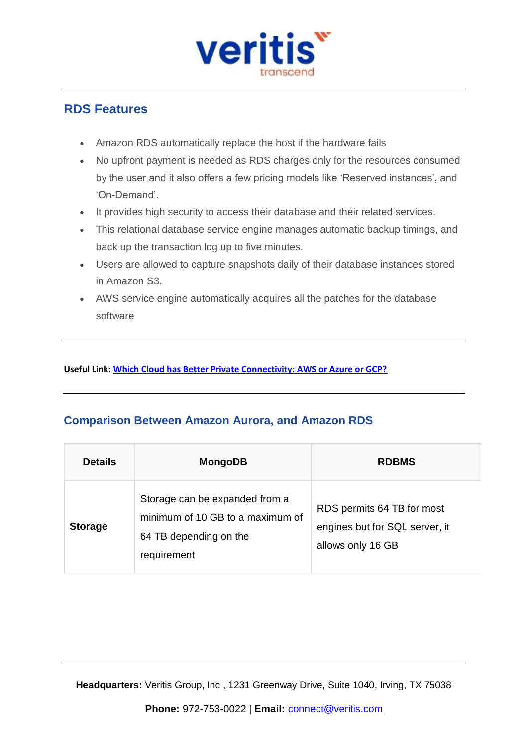## RDS Features

- Amazon RDS automatically replace the host if the hardware fails
- No upfront payment is needed as RDS charges only for the resources consumed by the user and it also offers a few pricing models like 'Reserved instances', and 'On-Demand'.
- It provides high security to access their database and their related services.
- This relational database service engine manages automatic backup timings, and back up the transaction log up to five minutes.
- Users are allowed to capture snapshots daily of their database instances stored in Amazon S3.
- AWS service engine automatically acquires all the patches for the database software

---

**Useful Link:** Which Cloud has Better Private Connectivity: AWS or Azure or GCP?

---

## Comparison Between Amazon Aurora, and Amazon RDS

| Details | MongoDB | RDBMS |
|---|---|---|
| **Storage** | Storage can be expanded from a minimum of 10 GB to a maximum of 64 TB depending on the requirement | RDS permits 64 TB for most engines but for SQL server, it allows only 16 GB |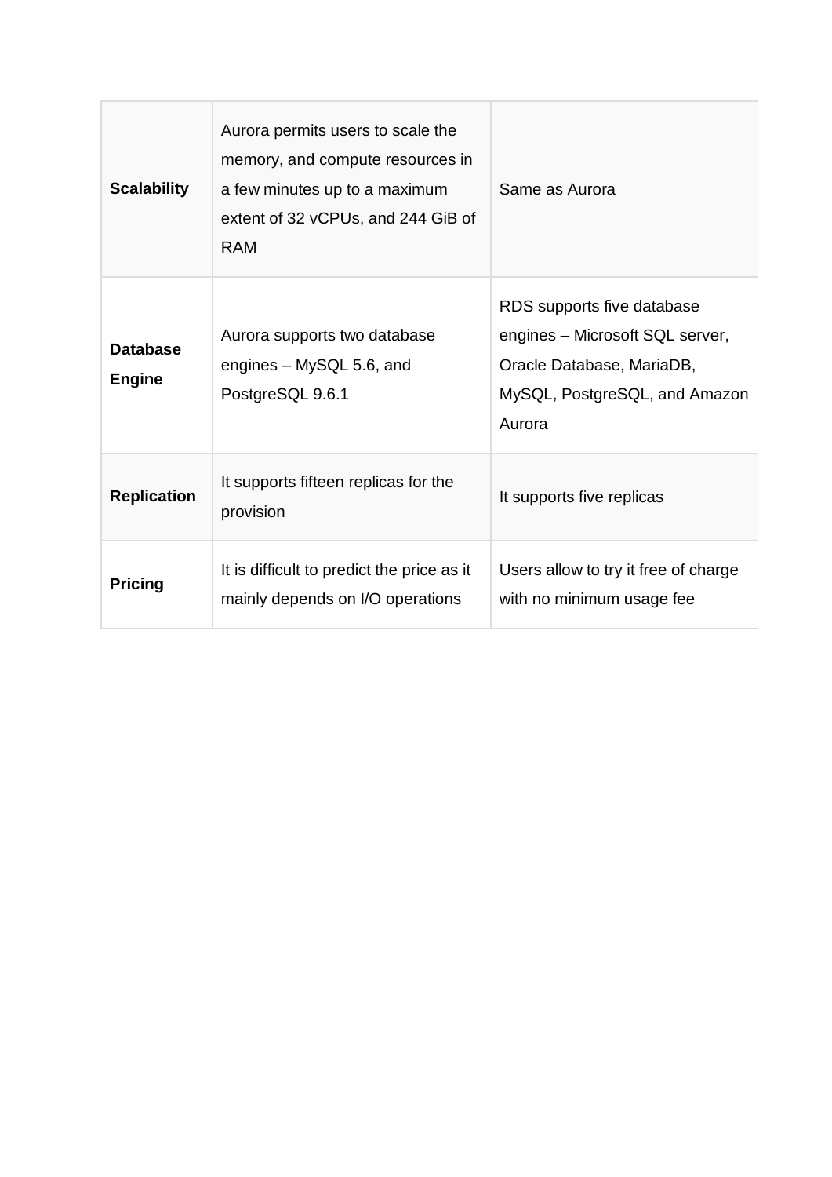| **Scalability** | Aurora permits users to scale the memory, and compute resources in a few minutes up to a maximum extent of 32 vCPUs, and 244 GiB of RAM | Same as Aurora |
|---|---|---|
| **Database Engine** | Aurora supports two database engines – MySQL 5.6, and PostgreSQL 9.6.1 | RDS supports five database engines – Microsoft SQL server, Oracle Database, MariaDB, MySQL, PostgreSQL, and Amazon Aurora |
| **Replication** | It supports fifteen replicas for the provision | It supports five replicas |
| **Pricing** | It is difficult to predict the price as it mainly depends on I/O operations | Users allow to try it free of charge with no minimum usage fee |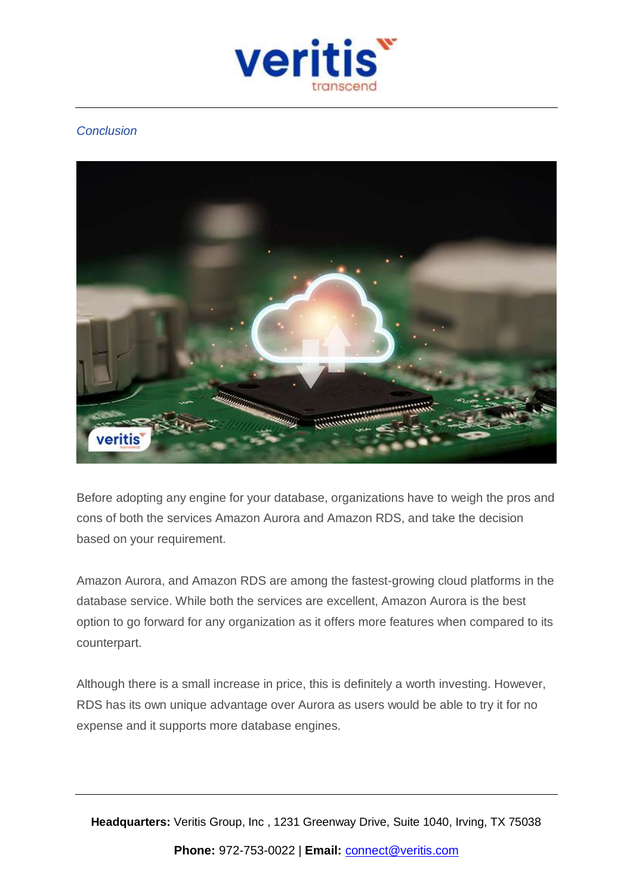## *Conclusion*

Before adopting any engine for your database, organizations have to weigh the pros and cons of both the services Amazon Aurora and Amazon RDS, and take the decision based on your requirement.

Amazon Aurora, and Amazon RDS are among the fastest-growing cloud platforms in the database service. While both the services are excellent, Amazon Aurora is the best option to go forward for any organization as it offers more features when compared to its counterpart.

Although there is a small increase in price, this is definitely a worth investing. However, RDS has its own unique advantage over Aurora as users would be able to try it for no expense and it supports more database engines.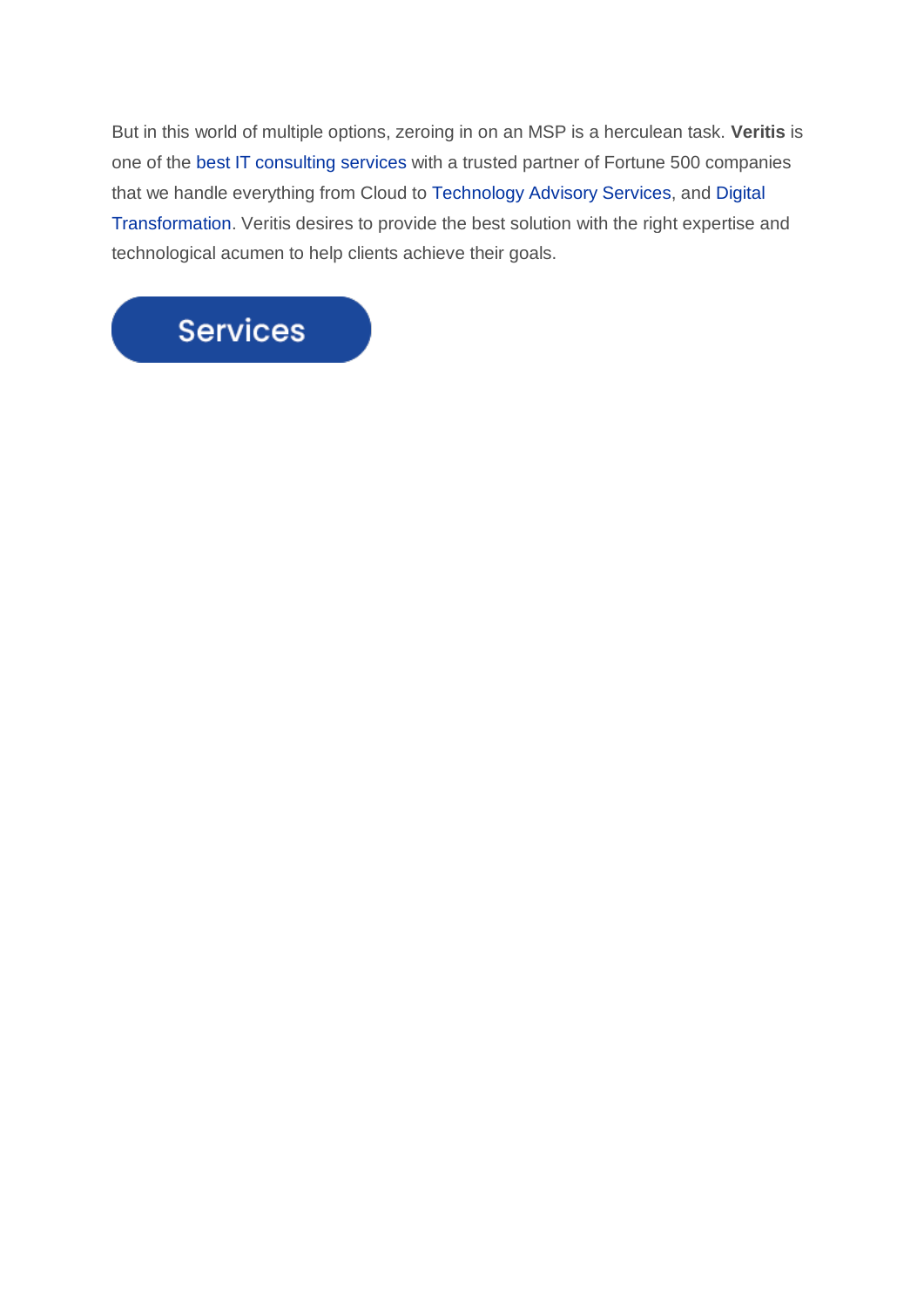But in this world of multiple options, zeroing in on an MSP is a herculean task. **Veritis** is one of the best IT consulting services with a trusted partner of Fortune 500 companies that we handle everything from Cloud to Technology Advisory Services, and Digital Transformation. Veritis desires to provide the best solution with the right expertise and technological acumen to help clients achieve their goals.

Services